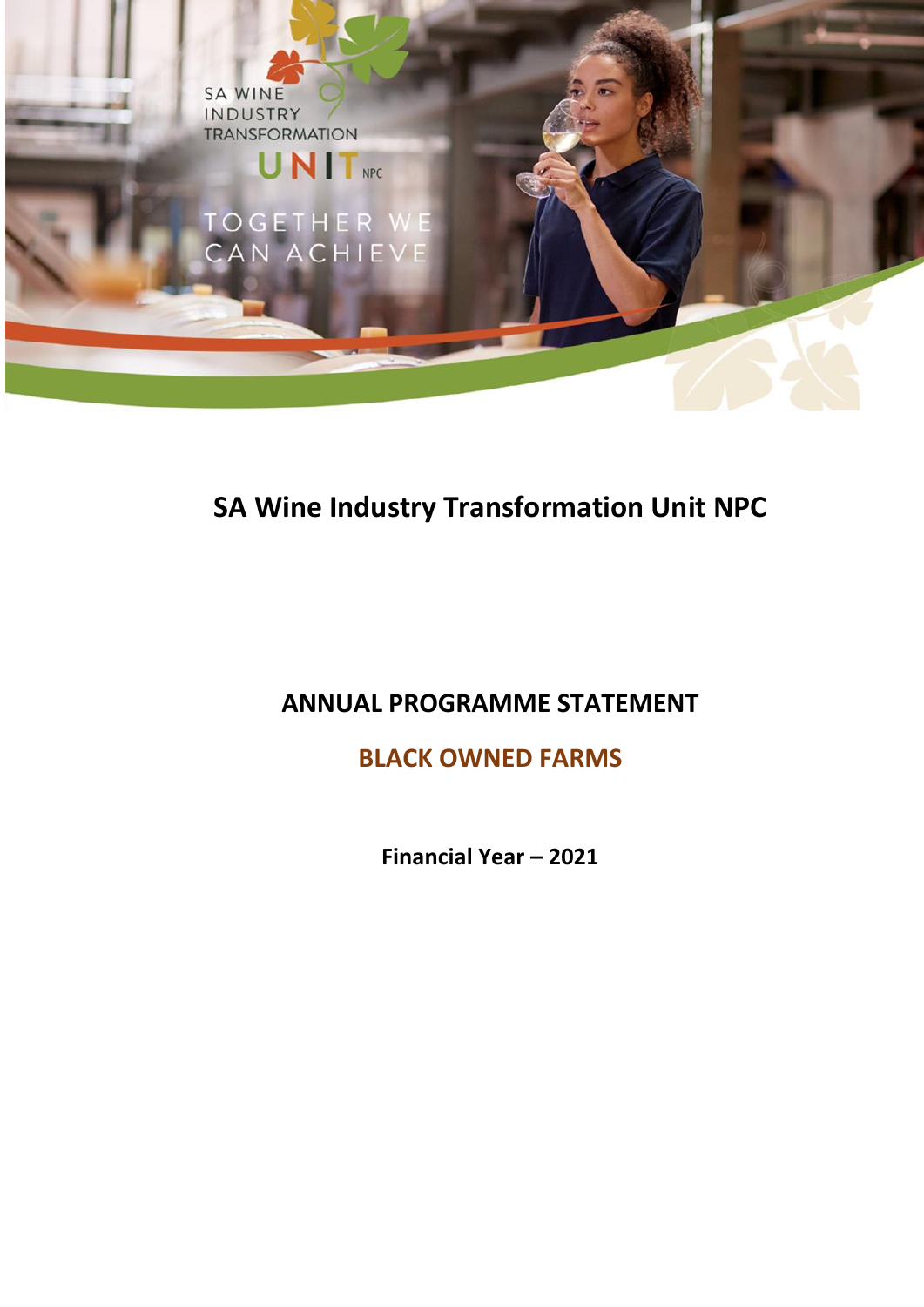SA WINE INDUSTRY TRANSFORMATION UNIT NPC

TOGETHER WE CAN ACHIEVE

# SA Wine Industry Transformation Unit NPC

## ANNUAL PROGRAMME STATEMENT

## BLACK OWNED FARMS

**Financial Year – 2021**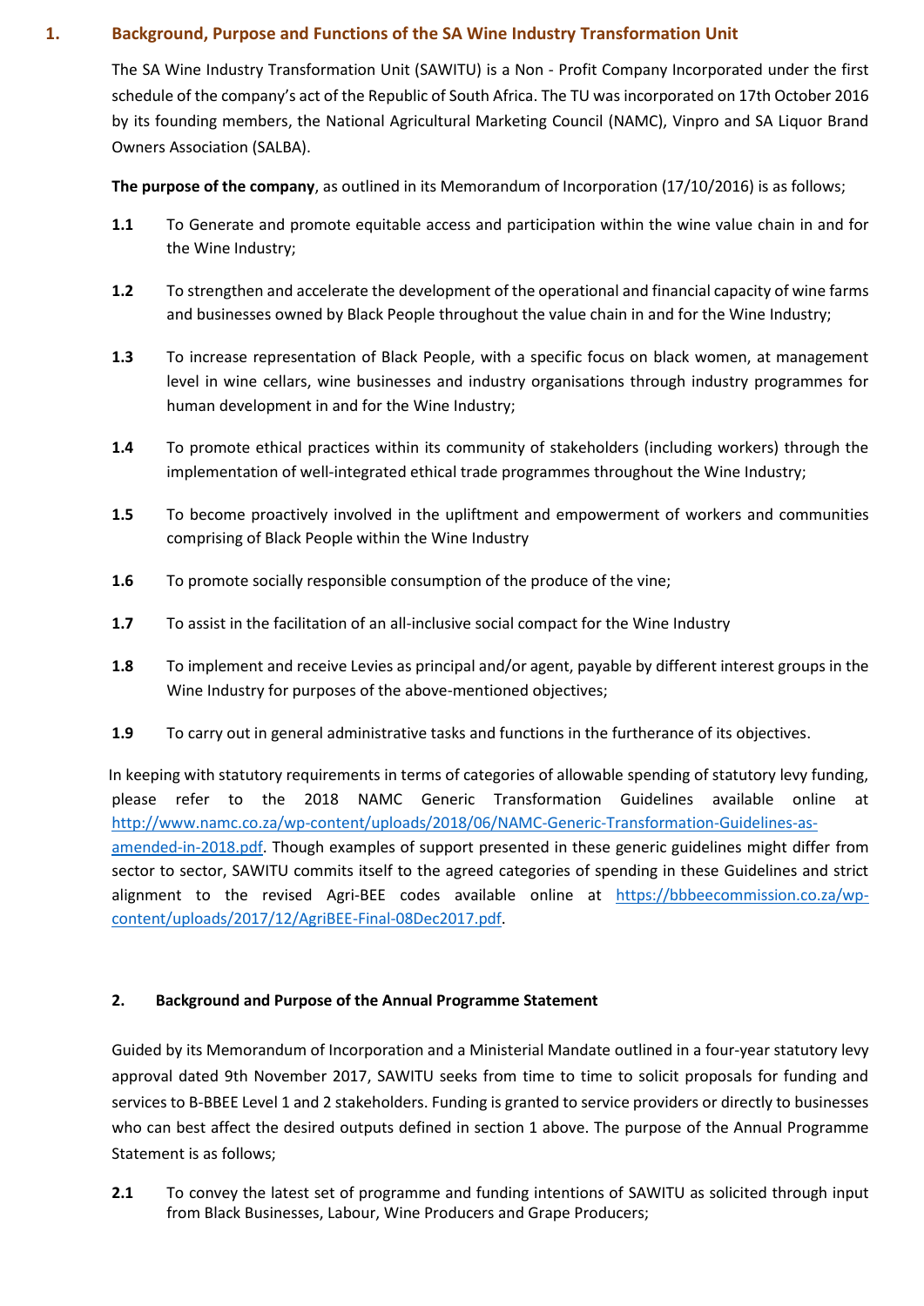## 1. Background, Purpose and Functions of the SA Wine Industry Transformation Unit

The SA Wine Industry Transformation Unit (SAWITU) is a Non - Profit Company Incorporated under the first schedule of the company's act of the Republic of South Africa. The TU was incorporated on 17th October 2016 by its founding members, the National Agricultural Marketing Council (NAMC), Vinpro and SA Liquor Brand Owners Association (SALBA).

**The purpose of the company**, as outlined in its Memorandum of Incorporation (17/10/2016) is as follows;

**1.1** To Generate and promote equitable access and participation within the wine value chain in and for the Wine Industry;

**1.2** To strengthen and accelerate the development of the operational and financial capacity of wine farms and businesses owned by Black People throughout the value chain in and for the Wine Industry;

**1.3** To increase representation of Black People, with a specific focus on black women, at management level in wine cellars, wine businesses and industry organisations through industry programmes for human development in and for the Wine Industry;

**1.4** To promote ethical practices within its community of stakeholders (including workers) through the implementation of well-integrated ethical trade programmes throughout the Wine Industry;

**1.5** To become proactively involved in the upliftment and empowerment of workers and communities comprising of Black People within the Wine Industry

**1.6** To promote socially responsible consumption of the produce of the vine;

**1.7** To assist in the facilitation of an all-inclusive social compact for the Wine Industry

**1.8** To implement and receive Levies as principal and/or agent, payable by different interest groups in the Wine Industry for purposes of the above-mentioned objectives;

**1.9** To carry out in general administrative tasks and functions in the furtherance of its objectives.

In keeping with statutory requirements in terms of categories of allowable spending of statutory levy funding, please refer to the 2018 NAMC Generic Transformation Guidelines available online at http://www.namc.co.za/wp-content/uploads/2018/06/NAMC-Generic-Transformation-Guidelines-as-amended-in-2018.pdf. Though examples of support presented in these generic guidelines might differ from sector to sector, SAWITU commits itself to the agreed categories of spending in these Guidelines and strict alignment to the revised Agri-BEE codes available online at https://bbbeecommission.co.za/wp-content/uploads/2017/12/AgriBEE-Final-08Dec2017.pdf.

### 2. Background and Purpose of the Annual Programme Statement

Guided by its Memorandum of Incorporation and a Ministerial Mandate outlined in a four-year statutory levy approval dated 9th November 2017, SAWITU seeks from time to time to solicit proposals for funding and services to B-BBEE Level 1 and 2 stakeholders. Funding is granted to service providers or directly to businesses who can best affect the desired outputs defined in section 1 above. The purpose of the Annual Programme Statement is as follows;

**2.1** To convey the latest set of programme and funding intentions of SAWITU as solicited through input from Black Businesses, Labour, Wine Producers and Grape Producers;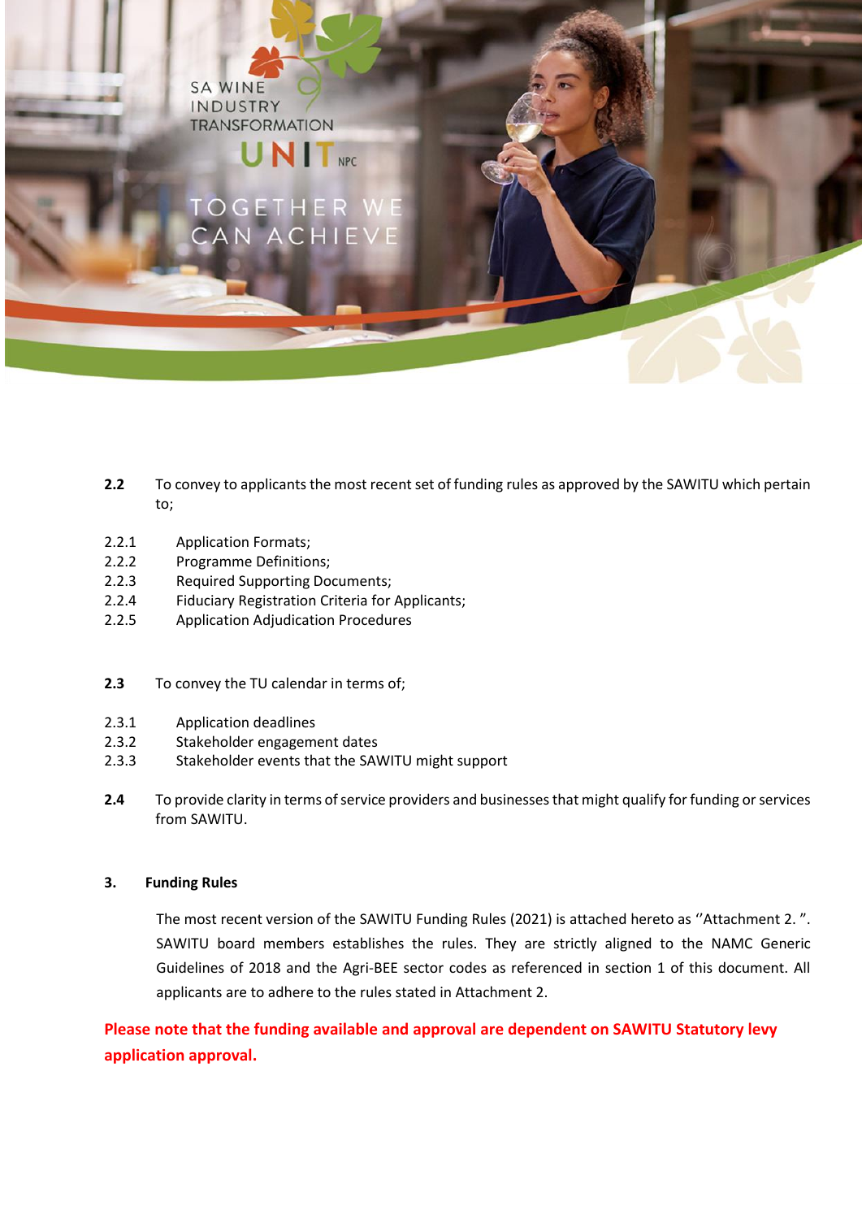**2.2** To convey to applicants the most recent set of funding rules as approved by the SAWITU which pertain to;

2.2.1 Application Formats;
2.2.2 Programme Definitions;
2.2.3 Required Supporting Documents;
2.2.4 Fiduciary Registration Criteria for Applicants;
2.2.5 Application Adjudication Procedures

**2.3** To convey the TU calendar in terms of;

2.3.1 Application deadlines
2.3.2 Stakeholder engagement dates
2.3.3 Stakeholder events that the SAWITU might support

**2.4** To provide clarity in terms of service providers and businesses that might qualify for funding or services from SAWITU.

## 3. Funding Rules

The most recent version of the SAWITU Funding Rules (2021) is attached hereto as ''Attachment 2. ". SAWITU board members establishes the rules. They are strictly aligned to the NAMC Generic Guidelines of 2018 and the Agri-BEE sector codes as referenced in section 1 of this document. All applicants are to adhere to the rules stated in Attachment 2.

**Please note that the funding available and approval are dependent on SAWITU Statutory levy application approval.**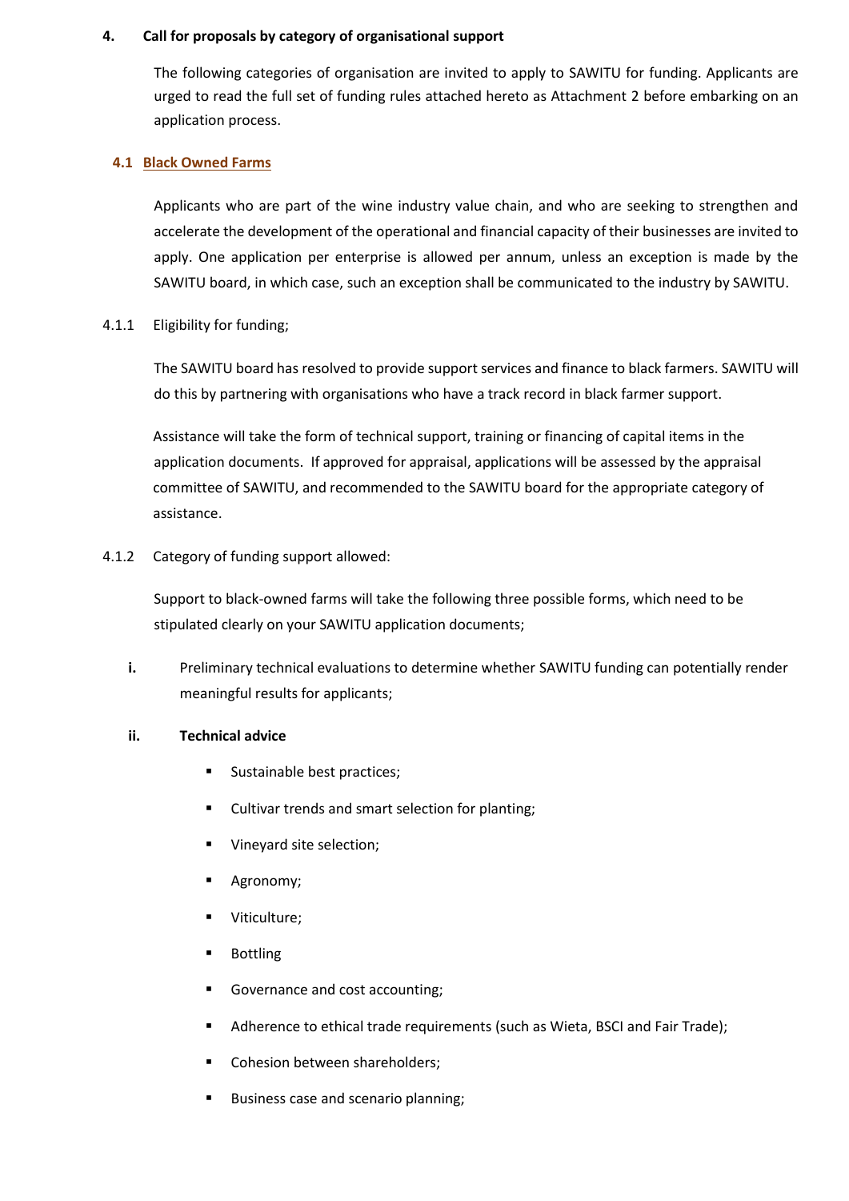## 4. Call for proposals by category of organisational support

The following categories of organisation are invited to apply to SAWITU for funding. Applicants are urged to read the full set of funding rules attached hereto as Attachment 2 before embarking on an application process.

### 4.1 Black Owned Farms

Applicants who are part of the wine industry value chain, and who are seeking to strengthen and accelerate the development of the operational and financial capacity of their businesses are invited to apply. One application per enterprise is allowed per annum, unless an exception is made by the SAWITU board, in which case, such an exception shall be communicated to the industry by SAWITU.

4.1.1 Eligibility for funding;

The SAWITU board has resolved to provide support services and finance to black farmers. SAWITU will do this by partnering with organisations who have a track record in black farmer support.

Assistance will take the form of technical support, training or financing of capital items in the application documents. If approved for appraisal, applications will be assessed by the appraisal committee of SAWITU, and recommended to the SAWITU board for the appropriate category of assistance.

4.1.2 Category of funding support allowed:

Support to black-owned farms will take the following three possible forms, which need to be stipulated clearly on your SAWITU application documents;

**i.** Preliminary technical evaluations to determine whether SAWITU funding can potentially render meaningful results for applicants;

**ii. Technical advice**

- Sustainable best practices;
- Cultivar trends and smart selection for planting;
- Vineyard site selection;
- Agronomy;
- Viticulture;
- Bottling
- Governance and cost accounting;
- Adherence to ethical trade requirements (such as Wieta, BSCI and Fair Trade);
- Cohesion between shareholders;
- Business case and scenario planning;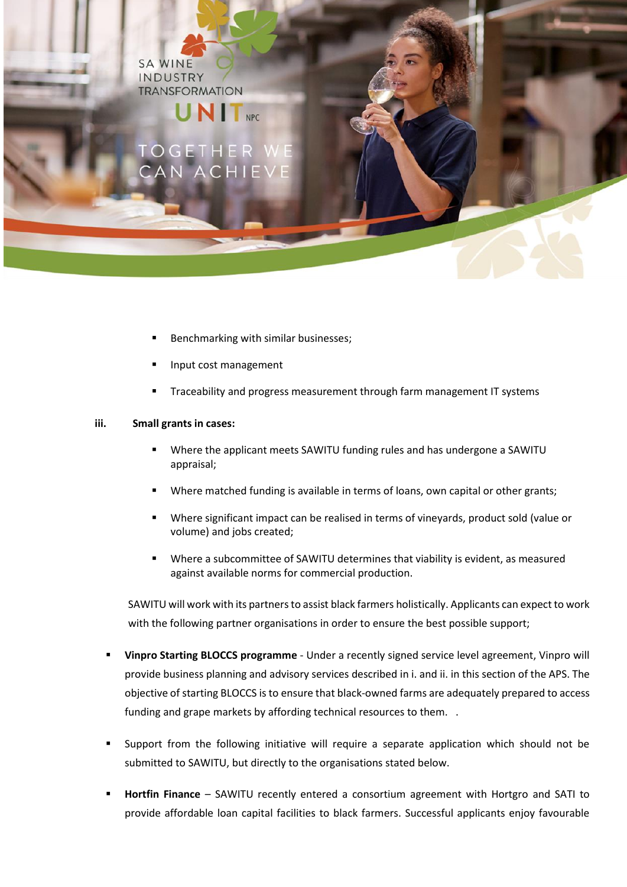- Benchmarking with similar businesses;
- Input cost management
- Traceability and progress measurement through farm management IT systems

**iii. Small grants in cases:**

- Where the applicant meets SAWITU funding rules and has undergone a SAWITU appraisal;
- Where matched funding is available in terms of loans, own capital or other grants;
- Where significant impact can be realised in terms of vineyards, product sold (value or volume) and jobs created;
- Where a subcommittee of SAWITU determines that viability is evident, as measured against available norms for commercial production.

SAWITU will work with its partners to assist black farmers holistically. Applicants can expect to work with the following partner organisations in order to ensure the best possible support;

- **Vinpro Starting BLOCCS programme** - Under a recently signed service level agreement, Vinpro will provide business planning and advisory services described in i. and ii. in this section of the APS. The objective of starting BLOCCS is to ensure that black-owned farms are adequately prepared to access funding and grape markets by affording technical resources to them. .
- Support from the following initiative will require a separate application which should not be submitted to SAWITU, but directly to the organisations stated below.
- **Hortfin Finance** – SAWITU recently entered a consortium agreement with Hortgro and SATI to provide affordable loan capital facilities to black farmers. Successful applicants enjoy favourable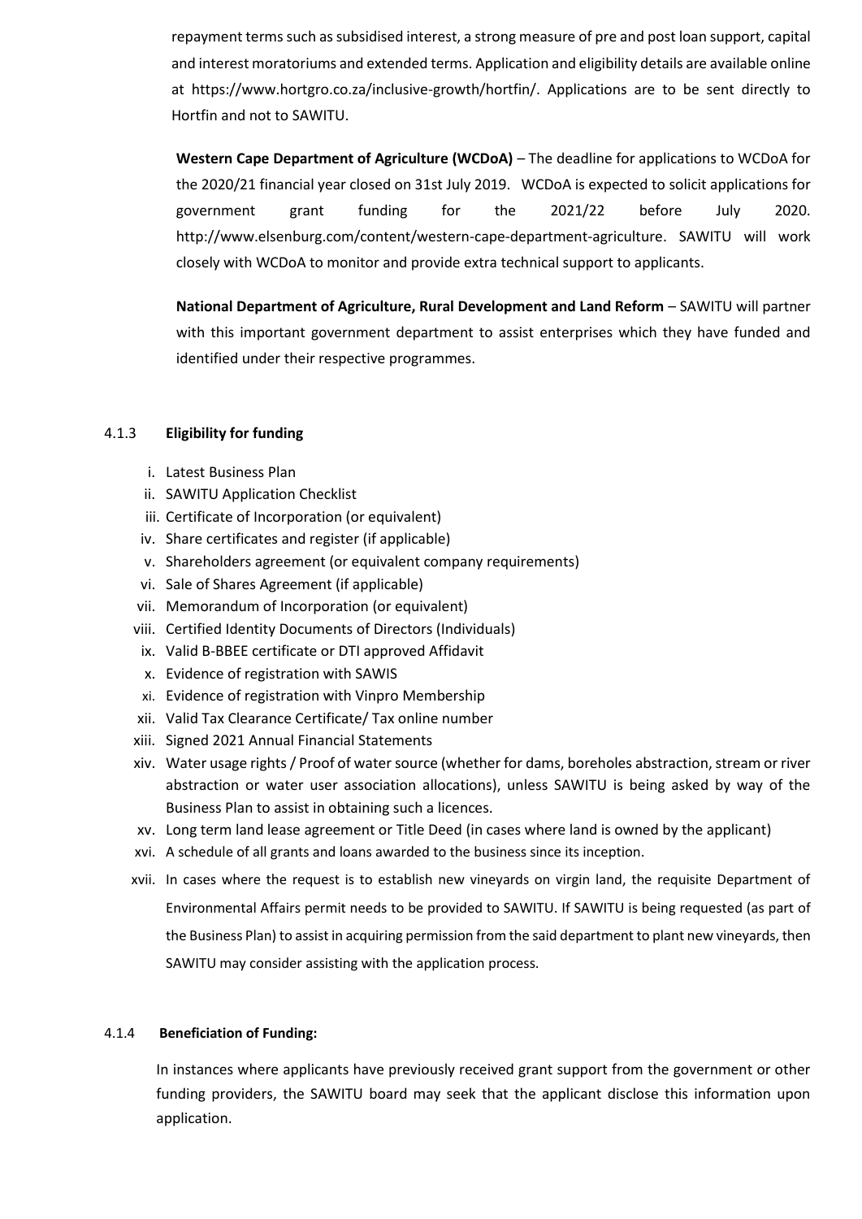repayment terms such as subsidised interest, a strong measure of pre and post loan support, capital and interest moratoriums and extended terms. Application and eligibility details are available online at https://www.hortgro.co.za/inclusive-growth/hortfin/. Applications are to be sent directly to Hortfin and not to SAWITU.

**Western Cape Department of Agriculture (WCDoA)** – The deadline for applications to WCDoA for the 2020/21 financial year closed on 31st July 2019. WCDoA is expected to solicit applications for government grant funding for the 2021/22 before July 2020. http://www.elsenburg.com/content/western-cape-department-agriculture. SAWITU will work closely with WCDoA to monitor and provide extra technical support to applicants.

**National Department of Agriculture, Rural Development and Land Reform** – SAWITU will partner with this important government department to assist enterprises which they have funded and identified under their respective programmes.

#### 4.1.3 Eligibility for funding

i. Latest Business Plan
ii. SAWITU Application Checklist
iii. Certificate of Incorporation (or equivalent)
iv. Share certificates and register (if applicable)
v. Shareholders agreement (or equivalent company requirements)
vi. Sale of Shares Agreement (if applicable)
vii. Memorandum of Incorporation (or equivalent)
viii. Certified Identity Documents of Directors (Individuals)
ix. Valid B-BBEE certificate or DTI approved Affidavit
x. Evidence of registration with SAWIS
xi. Evidence of registration with Vinpro Membership
xii. Valid Tax Clearance Certificate/ Tax online number
xiii. Signed 2021 Annual Financial Statements
xiv. Water usage rights / Proof of water source (whether for dams, boreholes abstraction, stream or river abstraction or water user association allocations), unless SAWITU is being asked by way of the Business Plan to assist in obtaining such a licences.
xv. Long term land lease agreement or Title Deed (in cases where land is owned by the applicant)
xvi. A schedule of all grants and loans awarded to the business since its inception.
xvii. In cases where the request is to establish new vineyards on virgin land, the requisite Department of Environmental Affairs permit needs to be provided to SAWITU. If SAWITU is being requested (as part of the Business Plan) to assist in acquiring permission from the said department to plant new vineyards, then SAWITU may consider assisting with the application process.

#### 4.1.4 Beneficiation of Funding:

In instances where applicants have previously received grant support from the government or other funding providers, the SAWITU board may seek that the applicant disclose this information upon application.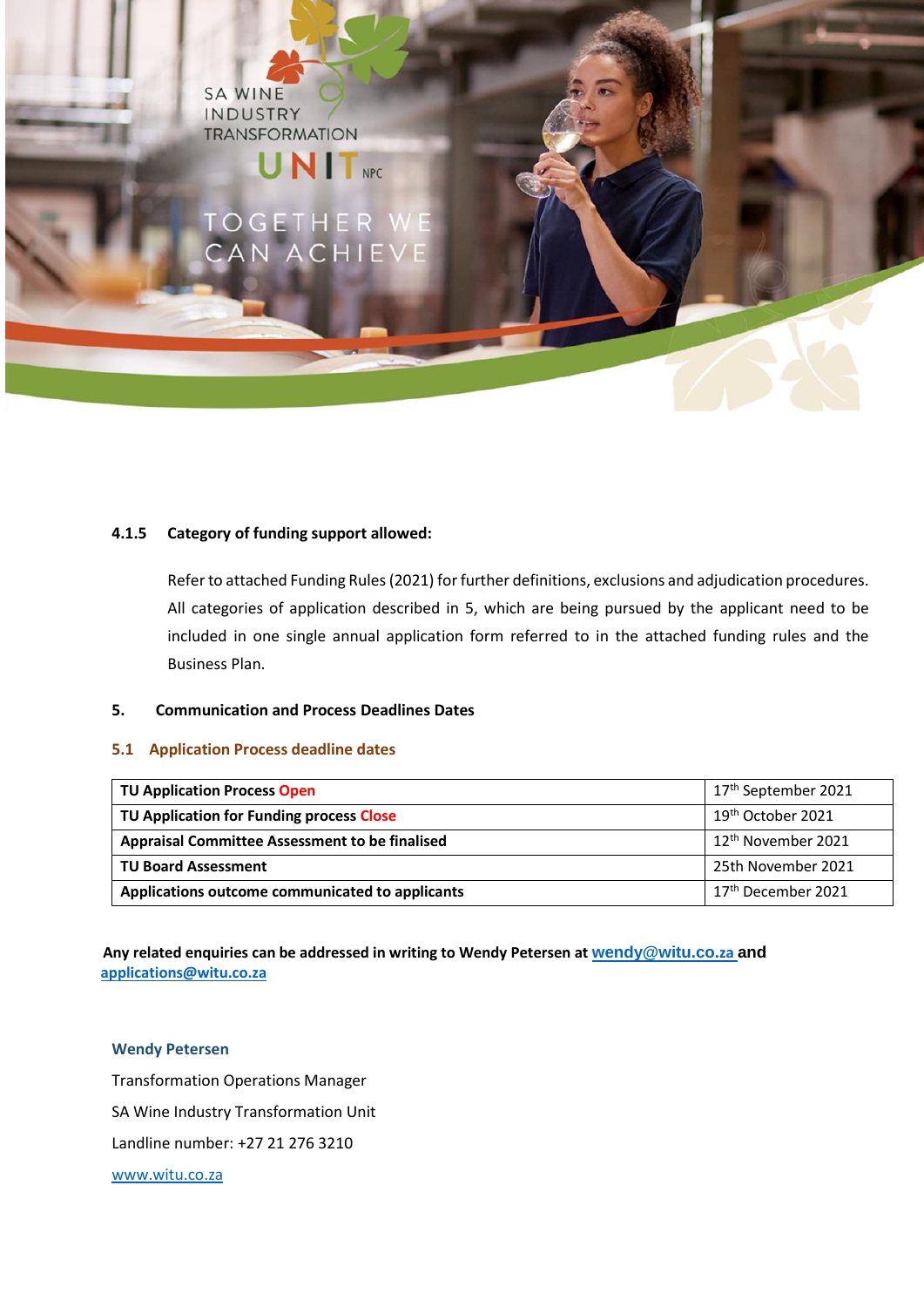#### 4.1.5 Category of funding support allowed:

Refer to attached Funding Rules (2021) for further definitions, exclusions and adjudication procedures. All categories of application described in 5, which are being pursued by the applicant need to be included in one single annual application form referred to in the attached funding rules and the Business Plan.

## 5. Communication and Process Deadlines Dates

### 5.1 Application Process deadline dates

| | |
|---|---|
| **TU Application Process Open** | 17th September 2021 |
| **TU Application for Funding process Close** | 19th October 2021 |
| **Appraisal Committee Assessment to be finalised** | 12th November 2021 |
| **TU Board Assessment** | 25th November 2021 |
| **Applications outcome communicated to applicants** | 17th December 2021 |

**Any related enquiries can be addressed in writing to Wendy Petersen at wendy@witu.co.za and applications@witu.co.za**

**Wendy Petersen**

Transformation Operations Manager

SA Wine Industry Transformation Unit

Landline number: +27 21 276 3210

www.witu.co.za